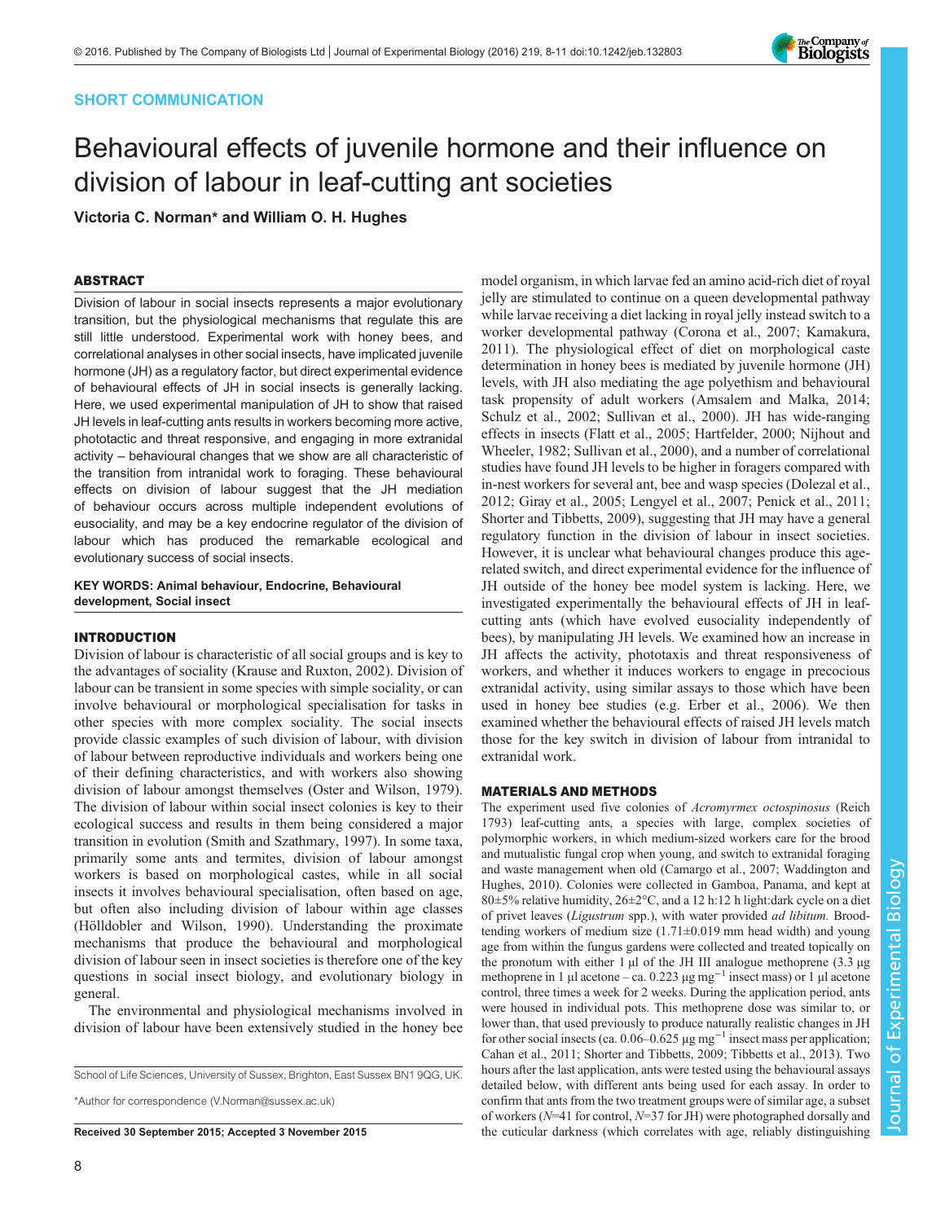SHORT COMMUNICATION

# Behavioural effects of juvenile hormone and their influence on division of labour in leaf-cutting ant societies

**Victoria C. Norman* and William O. H. Hughes**

## ABSTRACT

Division of labour in social insects represents a major evolutionary transition, but the physiological mechanisms that regulate this are still little understood. Experimental work with honey bees, and correlational analyses in other social insects, have implicated juvenile hormone (JH) as a regulatory factor, but direct experimental evidence of behavioural effects of JH in social insects is generally lacking. Here, we used experimental manipulation of JH to show that raised JH levels in leaf-cutting ants results in workers becoming more active, phototactic and threat responsive, and engaging in more extranidal activity – behavioural changes that we show are all characteristic of the transition from intranidal work to foraging. These behavioural effects on division of labour suggest that the JH mediation of behaviour occurs across multiple independent evolutions of eusociality, and may be a key endocrine regulator of the division of labour which has produced the remarkable ecological and evolutionary success of social insects.

**KEY WORDS: Animal behaviour, Endocrine, Behavioural development, Social insect**

## INTRODUCTION

Division of labour is characteristic of all social groups and is key to the advantages of sociality (Krause and Ruxton, 2002). Division of labour can be transient in some species with simple sociality, or can involve behavioural or morphological specialisation for tasks in other species with more complex sociality. The social insects provide classic examples of such division of labour, with division of labour between reproductive individuals and workers being one of their defining characteristics, and with workers also showing division of labour amongst themselves (Oster and Wilson, 1979). The division of labour within social insect colonies is key to their ecological success and results in them being considered a major transition in evolution (Smith and Szathmary, 1997). In some taxa, primarily some ants and termites, division of labour amongst workers is based on morphological castes, while in all social insects it involves behavioural specialisation, often based on age, but often also including division of labour within age classes (Hölldobler and Wilson, 1990). Understanding the proximate mechanisms that produce the behavioural and morphological division of labour seen in insect societies is therefore one of the key questions in social insect biology, and evolutionary biology in general.

The environmental and physiological mechanisms involved in division of labour have been extensively studied in the honey bee model organism, in which larvae fed an amino acid-rich diet of royal jelly are stimulated to continue on a queen developmental pathway while larvae receiving a diet lacking in royal jelly instead switch to a worker developmental pathway (Corona et al., 2007; Kamakura, 2011). The physiological effect of diet on morphological caste determination in honey bees is mediated by juvenile hormone (JH) levels, with JH also mediating the age polyethism and behavioural task propensity of adult workers (Amsalem and Malka, 2014; Schulz et al., 2002; Sullivan et al., 2000). JH has wide-ranging effects in insects (Flatt et al., 2005; Hartfelder, 2000; Nijhout and Wheeler, 1982; Sullivan et al., 2000), and a number of correlational studies have found JH levels to be higher in foragers compared with in-nest workers for several ant, bee and wasp species (Dolezal et al., 2012; Giray et al., 2005; Lengyel et al., 2007; Penick et al., 2011; Shorter and Tibbetts, 2009), suggesting that JH may have a general regulatory function in the division of labour in insect societies. However, it is unclear what behavioural changes produce this age-related switch, and direct experimental evidence for the influence of JH outside of the honey bee model system is lacking. Here, we investigated experimentally the behavioural effects of JH in leaf-cutting ants (which have evolved eusociality independently of bees), by manipulating JH levels. We examined how an increase in JH affects the activity, phototaxis and threat responsiveness of workers, and whether it induces workers to engage in precocious extranidal activity, using similar assays to those which have been used in honey bee studies (e.g. Erber et al., 2006). We then examined whether the behavioural effects of raised JH levels match those for the key switch in division of labour from intranidal to extranidal work.

## MATERIALS AND METHODS

The experiment used five colonies of *Acromyrmex octospinosus* (Reich 1793) leaf-cutting ants, a species with large, complex societies of polymorphic workers, in which medium-sized workers care for the brood and mutualistic fungal crop when young, and switch to extranidal foraging and waste management when old (Camargo et al., 2007; Waddington and Hughes, 2010). Colonies were collected in Gamboa, Panama, and kept at 80±5% relative humidity, 26±2°C, and a 12 h:12 h light:dark cycle on a diet of privet leaves (*Ligustrum* spp.), with water provided *ad libitum*. Brood-tending workers of medium size (1.71±0.019 mm head width) and young age from within the fungus gardens were collected and treated topically on the pronotum with either 1 µl of the JH III analogue methoprene (3.3 µg methoprene in 1 µl acetone – ca. 0.223 µg mg$^{-1}$ insect mass) or 1 µl acetone control, three times a week for 2 weeks. During the application period, ants were housed in individual pots. This methoprene dose was similar to, or lower than, that used previously to produce naturally realistic changes in JH for other social insects (ca. 0.06–0.625 µg mg$^{-1}$ insect mass per application; Cahan et al., 2011; Shorter and Tibbetts, 2009; Tibbetts et al., 2013). Two hours after the last application, ants were tested using the behavioural assays detailed below, with different ants being used for each assay. In order to confirm that ants from the two treatment groups were of similar age, a subset of workers ($N$=41 for control, $N$=37 for JH) were photographed dorsally and the cuticular darkness (which correlates with age, reliably distinguishing

School of Life Sciences, University of Sussex, Brighton, East Sussex BN1 9QG, UK.

*Author for correspondence (V.Norman@sussex.ac.uk)

**Received 30 September 2015; Accepted 3 November 2015**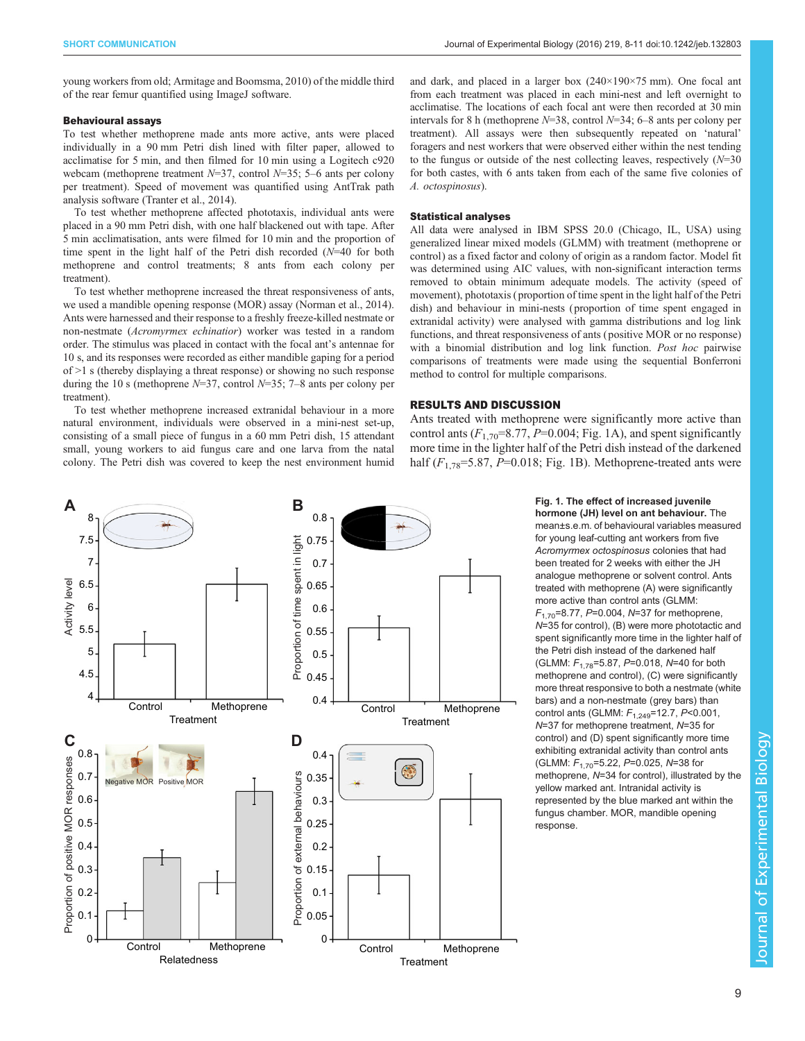young workers from old; Armitage and Boomsma, 2010) of the middle third of the rear femur quantified using ImageJ software.

### Behavioural assays

To test whether methoprene made ants more active, ants were placed individually in a 90 mm Petri dish lined with filter paper, allowed to acclimatise for 5 min, and then filmed for 10 min using a Logitech c920 webcam (methoprene treatment $N$=37, control $N$=35; 5–6 ants per colony per treatment). Speed of movement was quantified using AntTrak path analysis software (Tranter et al., 2014).

To test whether methoprene affected phototaxis, individual ants were placed in a 90 mm Petri dish, with one half blackened out with tape. After 5 min acclimatisation, ants were filmed for 10 min and the proportion of time spent in the light half of the Petri dish recorded ($N$=40 for both methoprene and control treatments; 8 ants from each colony per treatment).

To test whether methoprene increased the threat responsiveness of ants, we used a mandible opening response (MOR) assay (Norman et al., 2014). Ants were harnessed and their response to a freshly freeze-killed nestmate or non-nestmate (*Acromyrmex echinatior*) worker was tested in a random order. The stimulus was placed in contact with the focal ant's antennae for 10 s, and its responses were recorded as either mandible gaping for a period of >1 s (thereby displaying a threat response) or showing no such response during the 10 s (methoprene $N$=37, control $N$=35; 7–8 ants per colony per treatment).

To test whether methoprene increased extranidal behaviour in a more natural environment, individuals were observed in a mini-nest set-up, consisting of a small piece of fungus in a 60 mm Petri dish, 15 attendant small, young workers to aid fungus care and one larva from the natal colony. The Petri dish was covered to keep the nest environment humid and dark, and placed in a larger box (240×190×75 mm). One focal ant from each treatment was placed in each mini-nest and left overnight to acclimatise. The locations of each focal ant were then recorded at 30 min intervals for 8 h (methoprene $N$=38, control $N$=34; 6–8 ants per colony per treatment). All assays were then subsequently repeated on 'natural' foragers and nest workers that were observed either within the nest tending to the fungus or outside of the nest collecting leaves, respectively ($N$=30 for both castes, with 6 ants taken from each of the same five colonies of *A. octospinosus*).

### Statistical analyses

All data were analysed in IBM SPSS 20.0 (Chicago, IL, USA) using generalized linear mixed models (GLMM) with treatment (methoprene or control) as a fixed factor and colony of origin as a random factor. Model fit was determined using AIC values, with non-significant interaction terms removed to obtain minimum adequate models. The activity (speed of movement), phototaxis (proportion of time spent in the light half of the Petri dish) and behaviour in mini-nests (proportion of time spent engaged in extranidal activity) were analysed with gamma distributions and log link functions, and threat responsiveness of ants (positive MOR or no response) with a binomial distribution and log link function. *Post hoc* pairwise comparisons of treatments were made using the sequential Bonferroni method to control for multiple comparisons.

## RESULTS AND DISCUSSION

Ants treated with methoprene were significantly more active than control ants ($F_{1,70}$=8.77, $P$=0.004; Fig. 1A), and spent significantly more time in the lighter half of the Petri dish instead of the darkened half ($F_{1,78}$=5.87, $P$=0.018; Fig. 1B). Methoprene-treated ants were

**Fig. 1. The effect of increased juvenile hormone (JH) level on ant behaviour.** The mean±s.e.m. of behavioural variables measured for young leaf-cutting ant workers from five *Acromyrmex octospinosus* colonies that had been treated for 2 weeks with either the JH analogue methoprene or solvent control. Ants treated with methoprene (A) were significantly more active than control ants (GLMM: $F_{1,70}$=8.77, $P$=0.004, $N$=37 for methoprene, $N$=35 for control), (B) were more phototactic and spent significantly more time in the lighter half of the Petri dish instead of the darkened half (GLMM: $F_{1,78}$=5.87, $P$=0.018, $N$=40 for both methoprene and control), (C) were significantly more threat responsive to both a nestmate (white bars) and a non-nestmate (grey bars) than control ants (GLMM: $F_{1,249}$=12.7, $P$<0.001, $N$=37 for methoprene treatment, $N$=35 for control) and (D) spent significantly more time exhibiting extranidal activity than control ants (GLMM: $F_{1,70}$=5.22, $P$=0.025, $N$=38 for methoprene, $N$=34 for control), illustrated by the yellow marked ant. Intranidal activity is represented by the blue marked ant within the fungus chamber. MOR, mandible opening response.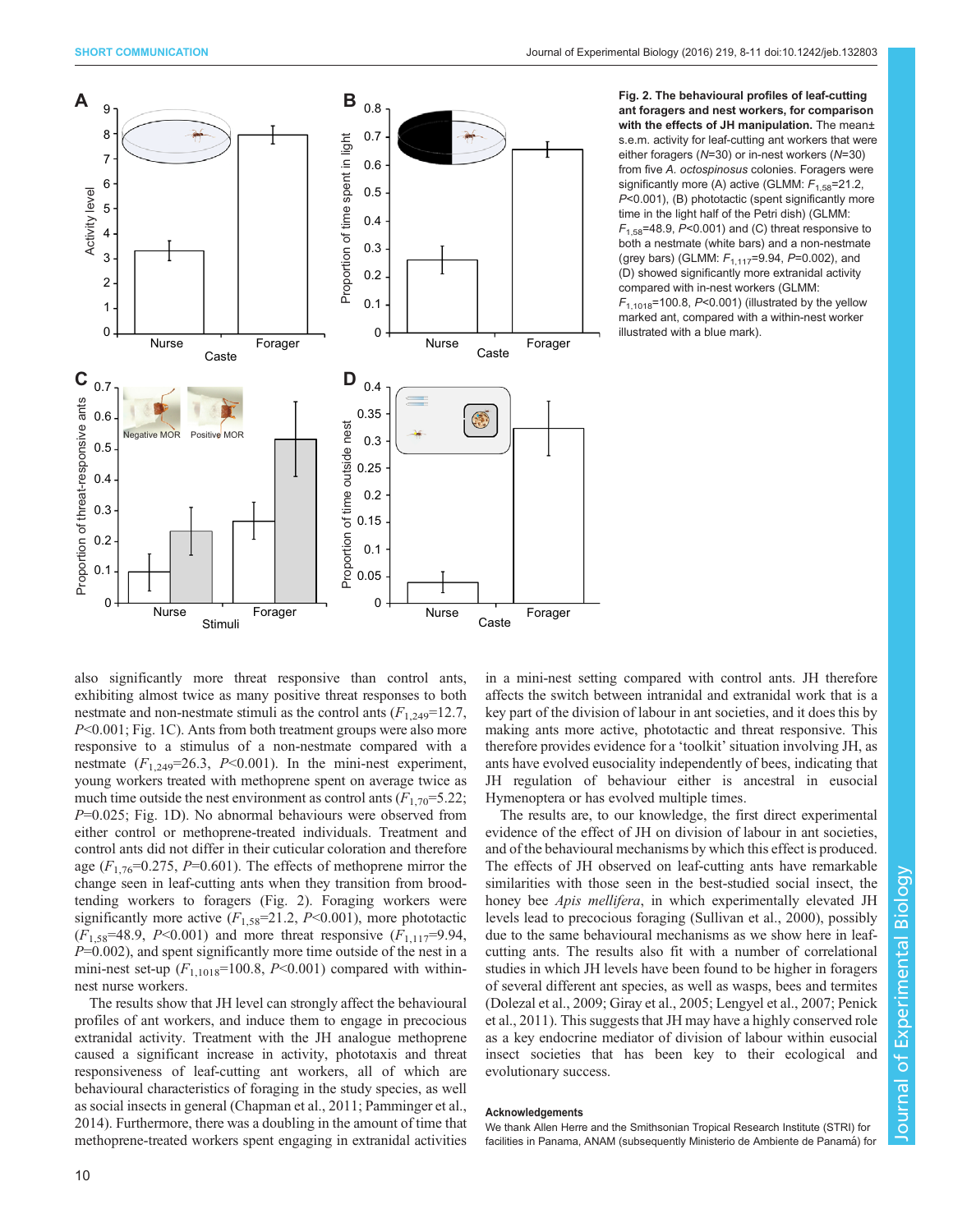**Fig. 2. The behavioural profiles of leaf-cutting ant foragers and nest workers, for comparison with the effects of JH manipulation.** The mean± s.e.m. activity for leaf-cutting ant workers that were either foragers ($N$=30) or in-nest workers ($N$=30) from five *A. octospinosus* colonies. Foragers were significantly more (A) active (GLMM: $F_{1,58}$=21.2, $P$<0.001), (B) phototactic (spent significantly more time in the light half of the Petri dish) (GLMM: $F_{1,58}$=48.9, $P$<0.001) and (C) threat responsive to both a nestmate (white bars) and a non-nestmate (grey bars) (GLMM: $F_{1,117}$=9.94, $P$=0.002), and (D) showed significantly more extranidal activity compared with in-nest workers (GLMM: $F_{1,1018}$=100.8, $P$<0.001) (illustrated by the yellow marked ant, compared with a within-nest worker illustrated with a blue mark).

also significantly more threat responsive than control ants, exhibiting almost twice as many positive threat responses to both nestmate and non-nestmate stimuli as the control ants ($F_{1,249}$=12.7, $P$<0.001; Fig. 1C). Ants from both treatment groups were also more responsive to a stimulus of a non-nestmate compared with a nestmate ($F_{1,249}$=26.3, $P$<0.001). In the mini-nest experiment, young workers treated with methoprene spent on average twice as much time outside the nest environment as control ants ($F_{1,70}$=5.22; $P$=0.025; Fig. 1D). No abnormal behaviours were observed from either control or methoprene-treated individuals. Treatment and control ants did not differ in their cuticular coloration and therefore age ($F_{1,76}$=0.275, $P$=0.601). The effects of methoprene mirror the change seen in leaf-cutting ants when they transition from brood-tending workers to foragers (Fig. 2). Foraging workers were significantly more active ($F_{1,58}$=21.2, $P$<0.001), more phototactic ($F_{1,58}$=48.9, $P$<0.001) and more threat responsive ($F_{1,117}$=9.94, $P$=0.002), and spent significantly more time outside of the nest in a mini-nest set-up ($F_{1,1018}$=100.8, $P$<0.001) compared with within-nest nurse workers.

The results show that JH level can strongly affect the behavioural profiles of ant workers, and induce them to engage in precocious extranidal activity. Treatment with the JH analogue methoprene caused a significant increase in activity, phototaxis and threat responsiveness of leaf-cutting ant workers, all of which are behavioural characteristics of foraging in the study species, as well as social insects in general (Chapman et al., 2011; Pamminger et al., 2014). Furthermore, there was a doubling in the amount of time that methoprene-treated workers spent engaging in extranidal activities in a mini-nest setting compared with control ants. JH therefore affects the switch between intranidal and extranidal work that is a key part of the division of labour in ant societies, and it does this by making ants more active, phototactic and threat responsive. This therefore provides evidence for a 'toolkit' situation involving JH, as ants have evolved eusociality independently of bees, indicating that JH regulation of behaviour either is ancestral in eusocial Hymenoptera or has evolved multiple times.

The results are, to our knowledge, the first direct experimental evidence of the effect of JH on division of labour in ant societies, and of the behavioural mechanisms by which this effect is produced. The effects of JH observed on leaf-cutting ants have remarkable similarities with those seen in the best-studied social insect, the honey bee *Apis mellifera*, in which experimentally elevated JH levels lead to precocious foraging (Sullivan et al., 2000), possibly due to the same behavioural mechanisms as we show here in leaf-cutting ants. The results also fit with a number of correlational studies in which JH levels have been found to be higher in foragers of several different ant species, as well as wasps, bees and termites (Dolezal et al., 2009; Giray et al., 2005; Lengyel et al., 2007; Penick et al., 2011). This suggests that JH may have a highly conserved role as a key endocrine mediator of division of labour within eusocial insect societies that has been key to their ecological and evolutionary success.

#### Acknowledgements

We thank Allen Herre and the Smithsonian Tropical Research Institute (STRI) for facilities in Panama, ANAM (subsequently Ministerio de Ambiente de Panamá) for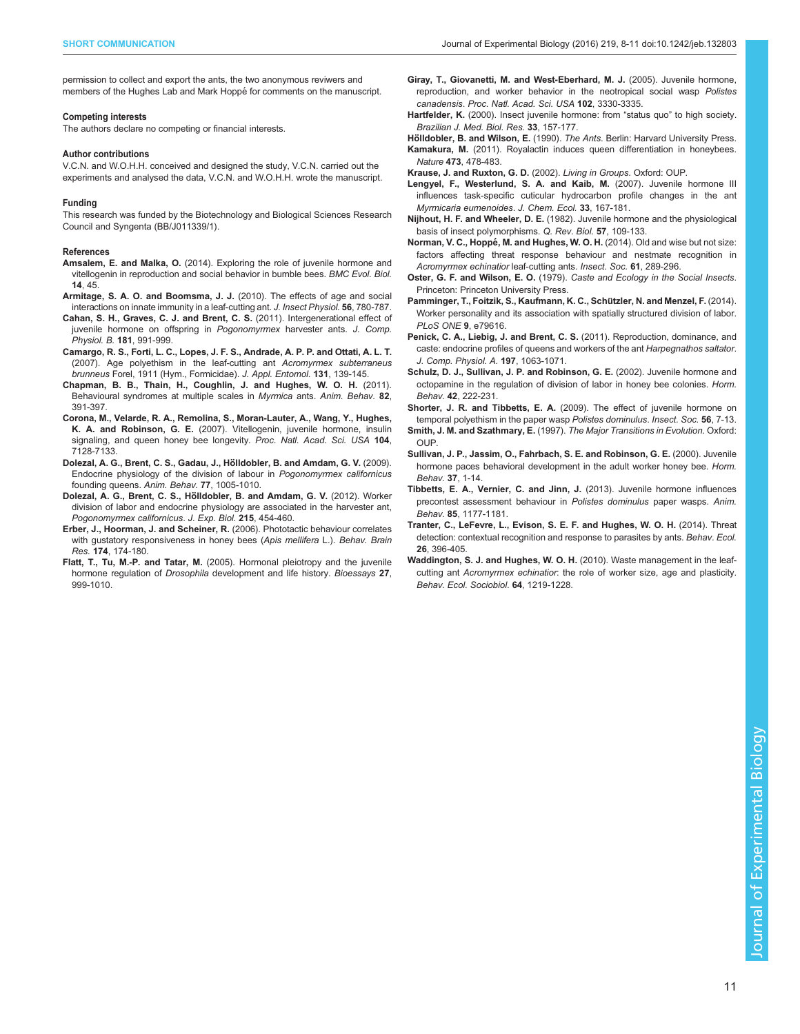permission to collect and export the ants, the two anonymous reviewers and members of the Hughes Lab and Mark Hoppé for comments on the manuscript.

### Competing interests

The authors declare no competing or financial interests.

### Author contributions

V.C.N. and W.O.H.H. conceived and designed the study, V.C.N. carried out the experiments and analysed the data, V.C.N. and W.O.H.H. wrote the manuscript.

### Funding

This research was funded by the Biotechnology and Biological Sciences Research Council and Syngenta (BB/J011339/1).

### References

**Amsalem, E. and Malka, O.** (2014). Exploring the role of juvenile hormone and vitellogenin in reproduction and social behavior in bumble bees. *BMC Evol. Biol.* **14**, 45.

**Armitage, S. A. O. and Boomsma, J. J.** (2010). The effects of age and social interactions on innate immunity in a leaf-cutting ant. *J. Insect Physiol.* **56**, 780-787.

**Cahan, S. H., Graves, C. J. and Brent, C. S.** (2011). Intergenerational effect of juvenile hormone on offspring in *Pogonomyrmex* harvester ants. *J. Comp. Physiol. B.* **181**, 991-999.

**Camargo, R. S., Forti, L. C., Lopes, J. F. S., Andrade, A. P. P. and Ottati, A. L. T.** (2007). Age polyethism in the leaf-cutting ant *Acromyrmex subterraneus brunneus* Forel, 1911 (Hym., Formicidae). *J. Appl. Entomol.* **131**, 139-145.

**Chapman, B. B., Thain, H., Coughlin, J. and Hughes, W. O. H.** (2011). Behavioural syndromes at multiple scales in *Myrmica* ants. *Anim. Behav.* **82**, 391-397.

**Corona, M., Velarde, R. A., Remolina, S., Moran-Lauter, A., Wang, Y., Hughes, K. A. and Robinson, G. E.** (2007). Vitellogenin, juvenile hormone, insulin signaling, and queen honey bee longevity. *Proc. Natl. Acad. Sci. USA* **104**, 7128-7133.

**Dolezal, A. G., Brent, C. S., Gadau, J., Hölldobler, B. and Amdam, G. V.** (2009). Endocrine physiology of the division of labour in *Pogonomyrmex californicus* founding queens. *Anim. Behav.* **77**, 1005-1010.

**Dolezal, A. G., Brent, C. S., Hölldobler, B. and Amdam, G. V.** (2012). Worker division of labor and endocrine physiology are associated in the harvester ant, *Pogonomyrmex californicus*. *J. Exp. Biol.* **215**, 454-460.

**Erber, J., Hoorman, J. and Scheiner, R.** (2006). Phototactic behaviour correlates with gustatory responsiveness in honey bees (*Apis mellifera* L.). *Behav. Brain Res.* **174**, 174-180.

**Flatt, T., Tu, M.-P. and Tatar, M.** (2005). Hormonal pleiotropy and the juvenile hormone regulation of *Drosophila* development and life history. *Bioessays* **27**, 999-1010.

**Giray, T., Giovanetti, M. and West-Eberhard, M. J.** (2005). Juvenile hormone, reproduction, and worker behavior in the neotropical social wasp *Polistes canadensis*. *Proc. Natl. Acad. Sci. USA* **102**, 3330-3335.

**Hartfelder, K.** (2000). Insect juvenile hormone: from "status quo" to high society. *Brazilian J. Med. Biol. Res.* **33**, 157-177.

**Hölldobler, B. and Wilson, E.** (1990). *The Ants*. Berlin: Harvard University Press.

**Kamakura, M.** (2011). Royalactin induces queen differentiation in honeybees. *Nature* **473**, 478-483.

**Krause, J. and Ruxton, G. D.** (2002). *Living in Groups*. Oxford: OUP.

**Lengyel, F., Westerlund, S. A. and Kaib, M.** (2007). Juvenile hormone III influences task-specific cuticular hydrocarbon profile changes in the ant *Myrmicaria eumenoides*. *J. Chem. Ecol.* **33**, 167-181.

**Nijhout, H. F. and Wheeler, D. E.** (1982). Juvenile hormone and the physiological basis of insect polymorphisms. *Q. Rev. Biol.* **57**, 109-133.

**Norman, V. C., Hoppé, M. and Hughes, W. O. H.** (2014). Old and wise but not size: factors affecting threat response behaviour and nestmate recognition in *Acromyrmex echinatior* leaf-cutting ants. *Insect. Soc.* **61**, 289-296.

**Oster, G. F. and Wilson, E. O.** (1979). *Caste and Ecology in the Social Insects*. Princeton: Princeton University Press.

**Pamminger, T., Foitzik, S., Kaufmann, K. C., Schützler, N. and Menzel, F.** (2014). Worker personality and its association with spatially structured division of labor. *PLoS ONE* **9**, e79616.

**Penick, C. A., Liebig, J. and Brent, C. S.** (2011). Reproduction, dominance, and caste: endocrine profiles of queens and workers of the ant *Harpegnathos saltator*. *J. Comp. Physiol. A.* **197**, 1063-1071.

**Schulz, D. J., Sullivan, J. P. and Robinson, G. E.** (2002). Juvenile hormone and octopamine in the regulation of division of labor in honey bee colonies. *Horm. Behav.* **42**, 222-231.

**Shorter, J. R. and Tibbetts, E. A.** (2009). The effect of juvenile hormone on temporal polyethism in the paper wasp *Polistes dominulus*. *Insect. Soc.* **56**, 7-13.

**Smith, J. M. and Szathmary, E.** (1997). *The Major Transitions in Evolution*. Oxford: OUP.

**Sullivan, J. P., Jassim, O., Fahrbach, S. E. and Robinson, G. E.** (2000). Juvenile hormone paces behavioral development in the adult worker honey bee. *Horm. Behav.* **37**, 1-14.

**Tibbetts, E. A., Vernier, C. and Jinn, J.** (2013). Juvenile hormone influences precontest assessment behaviour in *Polistes dominulus* paper wasps. *Anim. Behav.* **85**, 1177-1181.

**Tranter, C., LeFevre, L., Evison, S. E. F. and Hughes, W. O. H.** (2014). Threat detection: contextual recognition and response to parasites by ants. *Behav. Ecol.* **26**, 396-405.

**Waddington, S. J. and Hughes, W. O. H.** (2010). Waste management in the leaf-cutting ant *Acromyrmex echinatior*: the role of worker size, age and plasticity. *Behav. Ecol. Sociobiol.* **64**, 1219-1228.